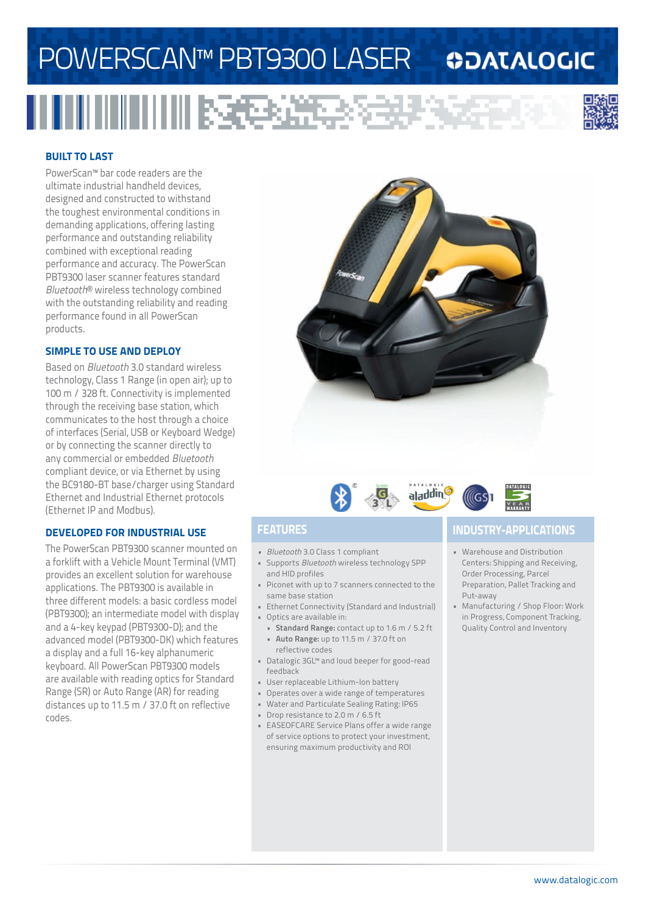# POWERSCAN™ PBT9300 LASER

## BUILT TO LAST

PowerScan™ bar code readers are the ultimate industrial handheld devices, designed and constructed to withstand the toughest environmental conditions in demanding applications, offering lasting performance and outstanding reliability combined with exceptional reading performance and accuracy. The PowerScan PBT9300 laser scanner features standard *Bluetooth*® wireless technology combined with the outstanding reliability and reading performance found in all PowerScan products.

## SIMPLE TO USE AND DEPLOY

Based on *Bluetooth* 3.0 standard wireless technology, Class 1 Range (in open air); up to 100 m / 328 ft. Connectivity is implemented through the receiving base station, which communicates to the host through a choice of interfaces (Serial, USB or Keyboard Wedge) or by connecting the scanner directly to any commercial or embedded *Bluetooth* compliant device, or via Ethernet by using the BC9180-BT base/charger using Standard Ethernet and Industrial Ethernet protocols (Ethernet IP and Modbus).

## DEVELOPED FOR INDUSTRIAL USE

The PowerScan PBT9300 scanner mounted on a forklift with a Vehicle Mount Terminal (VMT) provides an excellent solution for warehouse applications. The PBT9300 is available in three different models: a basic cordless model (PBT9300); an intermediate model with display and a 4-key keypad (PBT9300-D); and the advanced model (PBT9300-DK) which features a display and a full 16-key alphanumeric keyboard. All PowerScan PBT9300 models are available with reading optics for Standard Range (SR) or Auto Range (AR) for reading distances up to 11.5 m / 37.0 ft on reflective codes.

## FEATURES

- *Bluetooth* 3.0 Class 1 compliant
- Supports *Bluetooth* wireless technology SPP and HID profiles
- Piconet with up to 7 scanners connected to the same base station
- Ethernet Connectivity (Standard and Industrial)
- Optics are available in:
  - **Standard Range:** contact up to 1.6 m / 5.2 ft
  - **Auto Range:** up to 11.5 m / 37.0 ft on reflective codes
- Datalogic 3GL™ and loud beeper for good-read feedback
- User replaceable Lithium-Ion battery
- Operates over a wide range of temperatures
- Water and Particulate Sealing Rating: IP65
- Drop resistance to 2.0 m / 6.5 ft
- EASEOFCARE Service Plans offer a wide range of service options to protect your investment, ensuring maximum productivity and ROI

## INDUSTRY-APPLICATIONS

- Warehouse and Distribution Centers: Shipping and Receiving, Order Processing, Parcel Preparation, Pallet Tracking and Put-away
- Manufacturing / Shop Floor: Work in Progress, Component Tracking, Quality Control and Inventory

www.datalogic.com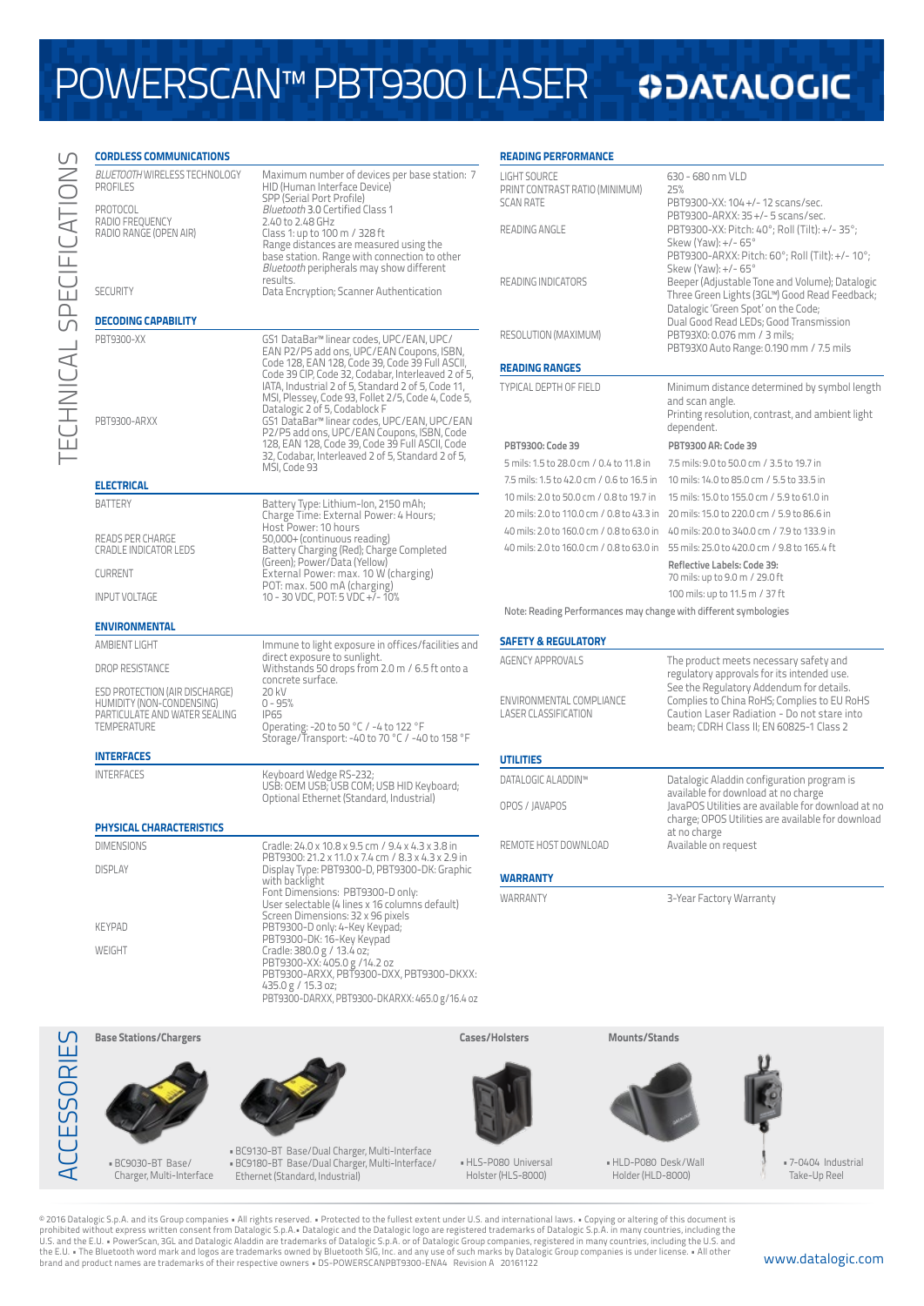# POWERSCAN™ PBT9300 LASER

DATALOGIC

## TECHNICAL SPECIFICATIONS

### CORDLESS COMMUNICATIONS

| | |
|---|---|
| *BLUETOOTH* WIRELESS TECHNOLOGY PROFILES | Maximum number of devices per base station: 7<br>HID (Human Interface Device)<br>SPP (Serial Port Profile) |
| PROTOCOL | *Bluetooth* 3.0 Certified Class 1 |
| RADIO FREQUENCY | 2.40 to 2.48 GHz |
| RADIO RANGE (OPEN AIR) | Class 1: up to 100 m / 328 ft<br>Range distances are measured using the base station. Range with connection to other *Bluetooth* peripherals may show different results. |
| SECURITY | Data Encryption; Scanner Authentication |

### DECODING CAPABILITY

| | |
|---|---|
| PBT9300-XX | GS1 DataBar™ linear codes, UPC/EAN, UPC/EAN P2/P5 add ons, UPC/EAN Coupons, ISBN, Code 128, EAN 128, Code 39, Code 39 Full ASCII, Code 39 CIP, Code 32, Codabar, Interleaved 2 of 5, IATA, Industrial 2 of 5, Standard 2 of 5, Code 11, MSI, Plessey, Code 93, Follet 2/5, Code 4, Code 5, Datalogic 2 of 5, Codablock F |
| PBT9300-ARXX | GS1 DataBar™ linear codes, UPC/EAN, UPC/EAN P2/P5 add ons, UPC/EAN Coupons, ISBN, Code 128, EAN 128, Code 39, Code 39 Full ASCII, Code 32, Codabar, Interleaved 2 of 5, Standard 2 of 5, MSI, Code 93 |

### ELECTRICAL

| | |
|---|---|
| BATTERY | Battery Type: Lithium-Ion, 2150 mAh;<br>Charge Time: External Power: 4 Hours;<br>Host Power: 10 hours |
| READS PER CHARGE | 50,000+ (continuous reading) |
| CRADLE INDICATOR LEDS | Battery Charging (Red); Charge Completed (Green); Power/Data (Yellow) |
| CURRENT | External Power: max. 10 W (charging)<br>POT: max. 500 mA (charging) |
| INPUT VOLTAGE | 10 - 30 VDC, POT: 5 VDC +/- 10% |

### ENVIRONMENTAL

| | |
|---|---|
| AMBIENT LIGHT | Immune to light exposure in offices/facilities and direct exposure to sunlight. |
| DROP RESISTANCE | Withstands 50 drops from 2.0 m / 6.5 ft onto a concrete surface. |
| ESD PROTECTION (AIR DISCHARGE) | 20 kV |
| HUMIDITY (NON-CONDENSING) | 0 - 95% |
| PARTICULATE AND WATER SEALING | IP65 |
| TEMPERATURE | Operating: -20 to 50 °C / -4 to 122 °F<br>Storage/Transport: -40 to 70 °C / -40 to 158 °F |

### INTERFACES

| | |
|---|---|
| INTERFACES | Keyboard Wedge RS-232;<br>USB: OEM USB; USB COM; USB HID Keyboard;<br>Optional Ethernet (Standard, Industrial) |

### PHYSICAL CHARACTERISTICS

| | |
|---|---|
| DIMENSIONS | Cradle: 24.0 x 10.8 x 9.5 cm / 9.4 x 4.3 x 3.8 in<br>PBT9300: 21.2 x 11.0 x 7.4 cm / 8.3 x 4.3 x 2.9 in |
| DISPLAY | Display Type: PBT9300-D, PBT9300-DK: Graphic with backlight<br>Font Dimensions: PBT9300-D only:<br>User selectable (4 lines x 16 columns default)<br>Screen Dimensions: 32 x 96 pixels |
| KEYPAD | PBT9300-D only: 4-Key Keypad;<br>PBT9300-DK: 16-Key Keypad |
| WEIGHT | Cradle: 380.0 g / 13.4 oz;<br>PBT9300-XX: 405.0 g /14.2 oz<br>PBT9300-ARXX, PBT9300-DXX, PBT9300-DKXX: 435.0 g / 15.3 oz;<br>PBT9300-DARXX, PBT9300-DKARXX: 465.0 g/16.4 oz |

### READING PERFORMANCE

| | |
|---|---|
| LIGHT SOURCE | 630 - 680 nm VLD |
| PRINT CONTRAST RATIO (MINIMUM) | 25% |
| SCAN RATE | PBT9300-XX: 104 +/- 12 scans/sec.<br>PBT9300-ARXX: 35 +/- 5 scans/sec. |
| READING ANGLE | PBT9300-XX: Pitch: 40°; Roll (Tilt): +/- 35°; Skew (Yaw): +/- 65°<br>PBT9300-ARXX: Pitch: 60°; Roll (Tilt): +/- 10°; Skew (Yaw): +/- 65° |
| READING INDICATORS | Beeper (Adjustable Tone and Volume); Datalogic Three Green Lights (3GL™) Good Read Feedback; Datalogic 'Green Spot' on the Code; Dual Good Read LEDs; Good Transmission |
| RESOLUTION (MAXIMUM) | PBT93X0: 0.076 mm / 3 mils;<br>PBT93X0 Auto Range: 0.190 mm / 7.5 mils |

### READING RANGES

TYPICAL DEPTH OF FIELD: Minimum distance determined by symbol length and scan angle. Printing resolution, contrast, and ambient light dependent.

| PBT9300: Code 39 | PBT9300 AR: Code 39 |
|---|---|
| 5 mils: 1.5 to 28.0 cm / 0.4 to 11.8 in | 7.5 mils: 9.0 to 50.0 cm / 3.5 to 19.7 in |
| 7.5 mils: 1.5 to 42.0 cm / 0.6 to 16.5 in | 10 mils: 14.0 to 85.0 cm / 5.5 to 33.5 in |
| 10 mils: 2.0 to 50.0 cm / 0.8 to 19.7 in | 15 mils: 15.0 to 155.0 cm / 5.9 to 61.0 in |
| 20 mils: 2.0 to 110.0 cm / 0.8 to 43.3 in | 20 mils: 15.0 to 220.0 cm / 5.9 to 86.6 in |
| 40 mils: 2.0 to 160.0 cm / 0.8 to 63.0 in | 40 mils: 20.0 to 340.0 cm / 7.9 to 133.9 in |
| 40 mils: 2.0 to 160.0 cm / 0.8 to 63.0 in | 55 mils: 25.0 to 420.0 cm / 9.8 to 165.4 ft |
| | **Reflective Labels: Code 39:**<br>70 mils: up to 9.0 m / 29.0 ft |
| | 100 mils: up to 11.5 m / 37 ft |

Note: Reading Performances may change with different symbologies

### SAFETY & REGULATORY

| | |
|---|---|
| AGENCY APPROVALS | The product meets necessary safety and regulatory approvals for its intended use. See the Regulatory Addendum for details. |
| ENVIRONMENTAL COMPLIANCE | Complies to China RoHS; Complies to EU RoHS |
| LASER CLASSIFICATION | Caution Laser Radiation - Do not stare into beam; CDRH Class II; EN 60825-1 Class 2 |

### UTILITIES

| | |
|---|---|
| DATALOGIC ALADDIN™ | Datalogic Aladdin configuration program is available for download at no charge |
| OPOS / JAVAPOS | JavaPOS Utilities are available for download at no charge; OPOS Utilities are available for download at no charge |
| REMOTE HOST DOWNLOAD | Available on request |

### WARRANTY

| | |
|---|---|
| WARRANTY | 3-Year Factory Warranty |

## ACCESSORIES

**Base Stations/Chargers**

- BC9030-BT Base/Charger, Multi-Interface
- BC9130-BT Base/Dual Charger, Multi-Interface
- BC9180-BT Base/Dual Charger, Multi-Interface/Ethernet (Standard, Industrial)

**Cases/Holsters**

- HLS-P080 Universal Holster (HLS-8000)

**Mounts/Stands**

- HLD-P080 Desk/Wall Holder (HLD-8000)
- 7-0404 Industrial Take-Up Reel

© 2016 Datalogic S.p.A. and its Group companies • All rights reserved. • Protected to the fullest extent under U.S. and international laws. • Copying or altering of this document is prohibited without express written consent from Datalogic S.p.A.• Datalogic and the Datalogic logo are registered trademarks of Datalogic S.p.A. in many countries, including the U.S. and the E.U. • PowerScan, 3GL and Datalogic Aladdin are trademarks of Datalogic S.p.A. or of Datalogic Group companies, registered in many countries, including the U.S. and the E.U. • The Bluetooth word mark and logos are trademarks owned by Bluetooth SIG, Inc. and any use of such marks by Datalogic Group companies is under license. • All other brand and product names are trademarks of their respective owners • DS-POWERSCANPBT9300-ENA4 Revision A 20161122

www.datalogic.com